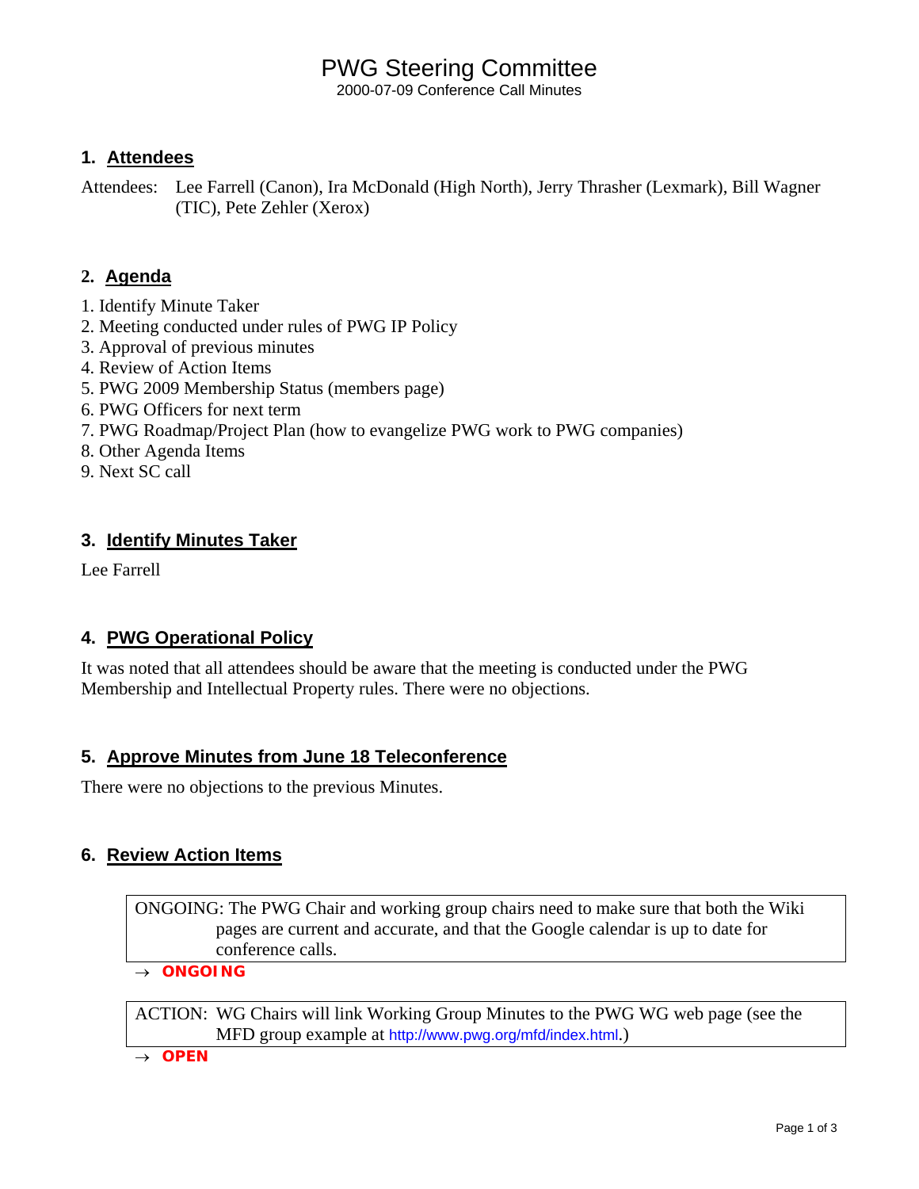# PWG Steering Committee

2000-07-09 Conference Call Minutes

## 1. Attendees

Attendees: Lee Farrell (Canon), Ira McDonald (High North), Jerry Thrasher (Lexmark), Bill Wagner (TIC), Pete Zehler (Xerox)

## 2. Agenda

1. Identify Minute Taker
2. Meeting conducted under rules of PWG IP Policy
3. Approval of previous minutes
4. Review of Action Items
5. PWG 2009 Membership Status (members page)
6. PWG Officers for next term
7. PWG Roadmap/Project Plan (how to evangelize PWG work to PWG companies)
8. Other Agenda Items
9. Next SC call

## 3. Identify Minutes Taker

Lee Farrell

## 4. PWG Operational Policy

It was noted that all attendees should be aware that the meeting is conducted under the PWG Membership and Intellectual Property rules. There were no objections.

## 5. Approve Minutes from June 18 Teleconference

There were no objections to the previous Minutes.

## 6. Review Action Items

> ONGOING: The PWG Chair and working group chairs need to make sure that both the Wiki pages are current and accurate, and that the Google calendar is up to date for conference calls.

→ **ONGOING**

> ACTION: WG Chairs will link Working Group Minutes to the PWG WG web page (see the MFD group example at http://www.pwg.org/mfd/index.html.)

→ **OPEN**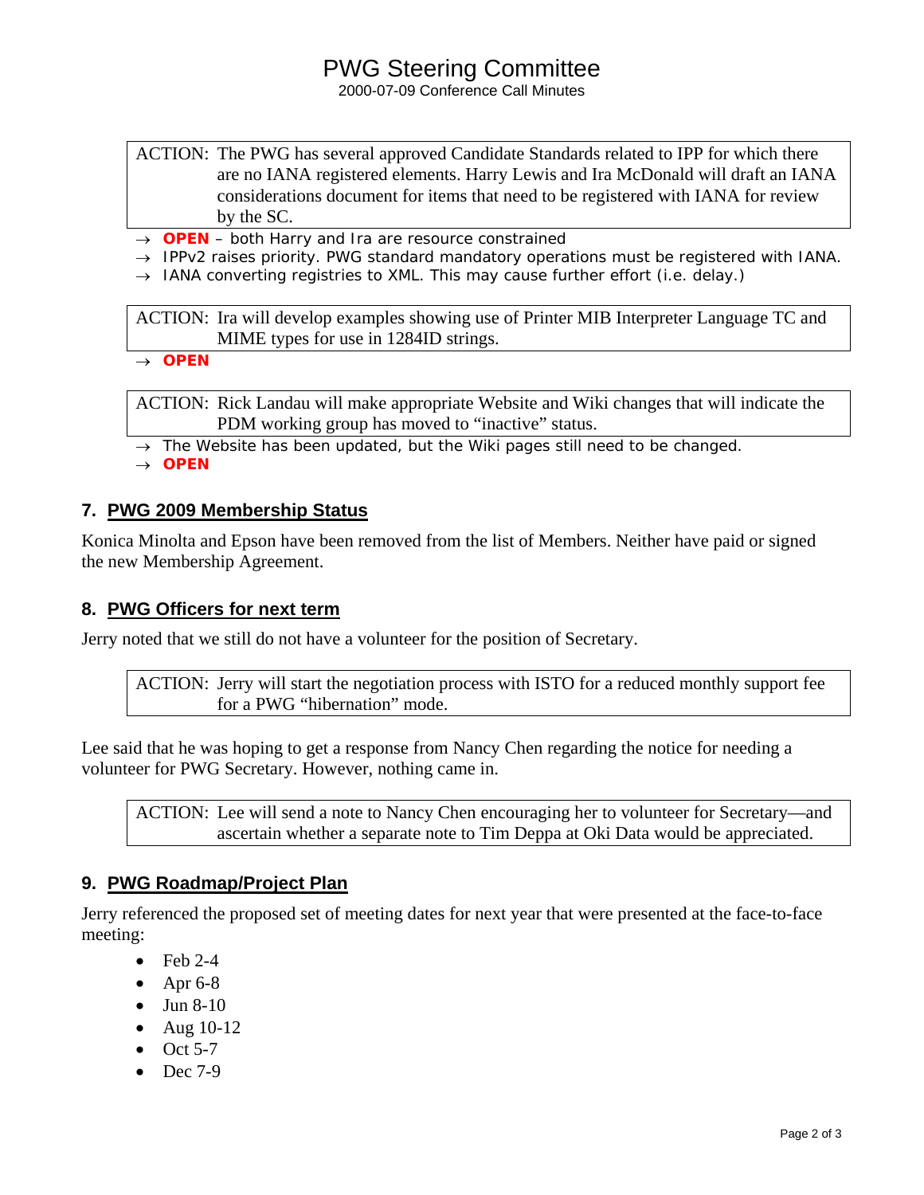# PWG Steering Committee

2000-07-09 Conference Call Minutes

> ACTION: The PWG has several approved Candidate Standards related to IPP for which there are no IANA registered elements. Harry Lewis and Ira McDonald will draft an IANA considerations document for items that need to be registered with IANA for review by the SC.

→ **OPEN** – both Harry and Ira are resource constrained
→ IPPv2 raises priority. PWG standard mandatory operations must be registered with IANA.
→ IANA converting registries to XML. This may cause further effort (i.e. delay.)

> ACTION: Ira will develop examples showing use of Printer MIB Interpreter Language TC and MIME types for use in 1284ID strings.

→ **OPEN**

> ACTION: Rick Landau will make appropriate Website and Wiki changes that will indicate the PDM working group has moved to "inactive" status.

→ The Website has been updated, but the Wiki pages still need to be changed.
→ **OPEN**

## 7. PWG 2009 Membership Status

Konica Minolta and Epson have been removed from the list of Members. Neither have paid or signed the new Membership Agreement.

## 8. PWG Officers for next term

Jerry noted that we still do not have a volunteer for the position of Secretary.

> ACTION: Jerry will start the negotiation process with ISTO for a reduced monthly support fee for a PWG "hibernation" mode.

Lee said that he was hoping to get a response from Nancy Chen regarding the notice for needing a volunteer for PWG Secretary. However, nothing came in.

> ACTION: Lee will send a note to Nancy Chen encouraging her to volunteer for Secretary—and ascertain whether a separate note to Tim Deppa at Oki Data would be appreciated.

## 9. PWG Roadmap/Project Plan

Jerry referenced the proposed set of meeting dates for next year that were presented at the face-to-face meeting:

- Feb 2-4
- Apr 6-8
- Jun 8-10
- Aug 10-12
- Oct 5-7
- Dec 7-9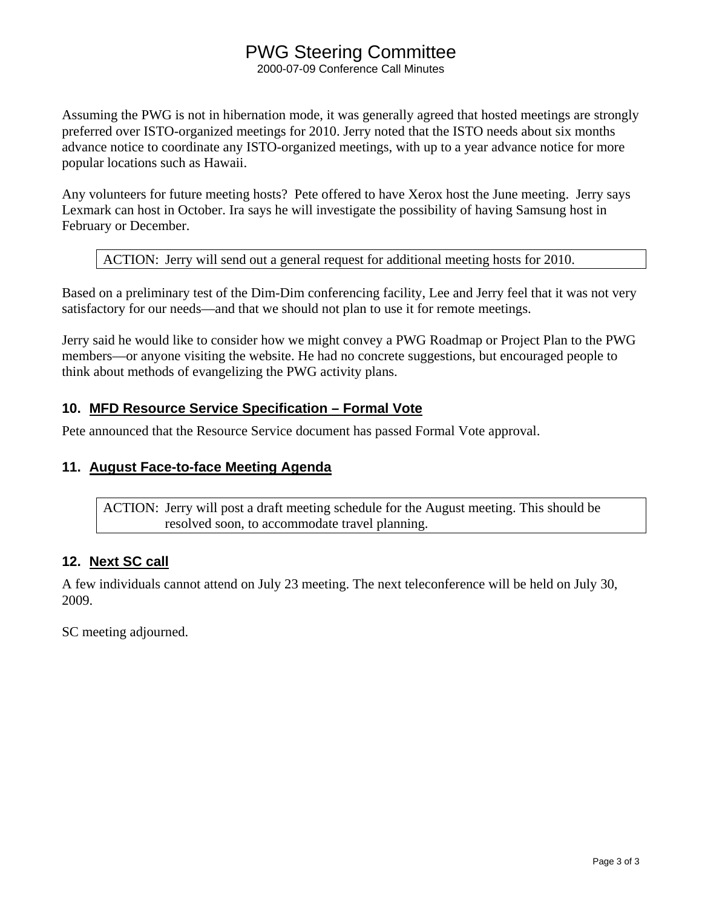Assuming the PWG is not in hibernation mode, it was generally agreed that hosted meetings are strongly preferred over ISTO-organized meetings for 2010. Jerry noted that the ISTO needs about six months advance notice to coordinate any ISTO-organized meetings, with up to a year advance notice for more popular locations such as Hawaii.

Any volunteers for future meeting hosts? Pete offered to have Xerox host the June meeting. Jerry says Lexmark can host in October. Ira says he will investigate the possibility of having Samsung host in February or December.

> ACTION: Jerry will send out a general request for additional meeting hosts for 2010.

Based on a preliminary test of the Dim-Dim conferencing facility, Lee and Jerry feel that it was not very satisfactory for our needs—and that we should not plan to use it for remote meetings.

Jerry said he would like to consider how we might convey a PWG Roadmap or Project Plan to the PWG members—or anyone visiting the website. He had no concrete suggestions, but encouraged people to think about methods of evangelizing the PWG activity plans.

## 10. MFD Resource Service Specification – Formal Vote

Pete announced that the Resource Service document has passed Formal Vote approval.

## 11. August Face-to-face Meeting Agenda

> ACTION: Jerry will post a draft meeting schedule for the August meeting. This should be resolved soon, to accommodate travel planning.

## 12. Next SC call

A few individuals cannot attend on July 23 meeting. The next teleconference will be held on July 30, 2009.

SC meeting adjourned.